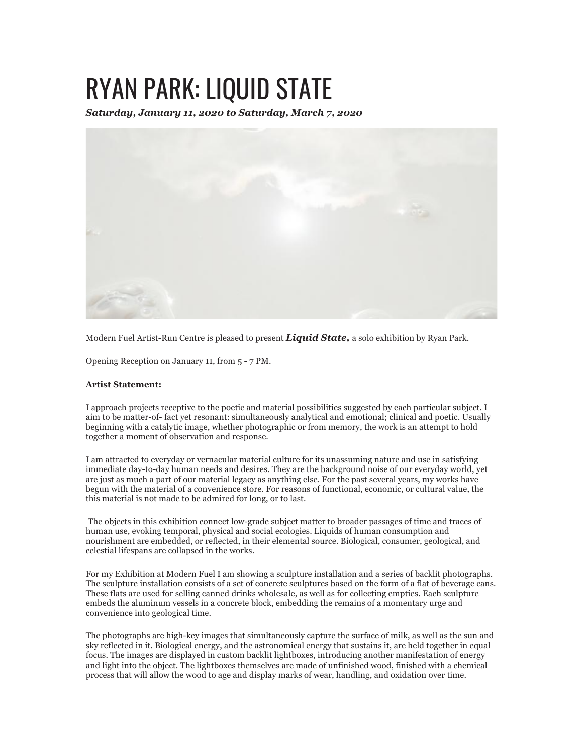# RYAN PARK: LIQUID STATE

***Saturday, January 11, 2020 to Saturday, March 7, 2020***

Modern Fuel Artist-Run Centre is pleased to present ***Liquid State,*** a solo exhibition by Ryan Park.

Opening Reception on January 11, from 5 - 7 PM.

**Artist Statement:**

I approach projects receptive to the poetic and material possibilities suggested by each particular subject. I aim to be matter-of- fact yet resonant: simultaneously analytical and emotional; clinical and poetic. Usually beginning with a catalytic image, whether photographic or from memory, the work is an attempt to hold together a moment of observation and response.

I am attracted to everyday or vernacular material culture for its unassuming nature and use in satisfying immediate day-to-day human needs and desires. They are the background noise of our everyday world, yet are just as much a part of our material legacy as anything else. For the past several years, my works have begun with the material of a convenience store. For reasons of functional, economic, or cultural value, the this material is not made to be admired for long, or to last.

The objects in this exhibition connect low-grade subject matter to broader passages of time and traces of human use, evoking temporal, physical and social ecologies. Liquids of human consumption and nourishment are embedded, or reflected, in their elemental source. Biological, consumer, geological, and celestial lifespans are collapsed in the works.

For my Exhibition at Modern Fuel I am showing a sculpture installation and a series of backlit photographs. The sculpture installation consists of a set of concrete sculptures based on the form of a flat of beverage cans. These flats are used for selling canned drinks wholesale, as well as for collecting empties. Each sculpture embeds the aluminum vessels in a concrete block, embedding the remains of a momentary urge and convenience into geological time.

The photographs are high-key images that simultaneously capture the surface of milk, as well as the sun and sky reflected in it. Biological energy, and the astronomical energy that sustains it, are held together in equal focus. The images are displayed in custom backlit lightboxes, introducing another manifestation of energy and light into the object. The lightboxes themselves are made of unfinished wood, finished with a chemical process that will allow the wood to age and display marks of wear, handling, and oxidation over time.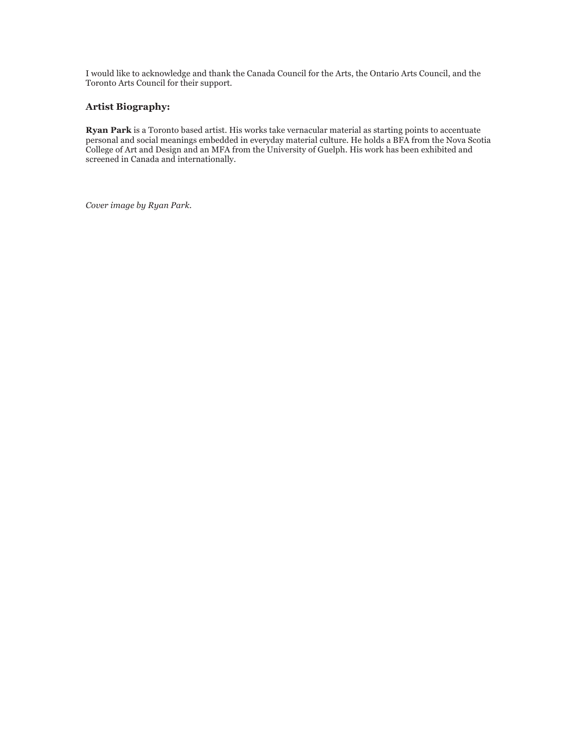I would like to acknowledge and thank the Canada Council for the Arts, the Ontario Arts Council, and the Toronto Arts Council for their support.

### Artist Biography:

**Ryan Park** is a Toronto based artist. His works take vernacular material as starting points to accentuate personal and social meanings embedded in everyday material culture. He holds a BFA from the Nova Scotia College of Art and Design and an MFA from the University of Guelph. His work has been exhibited and screened in Canada and internationally.

*Cover image by Ryan Park.*